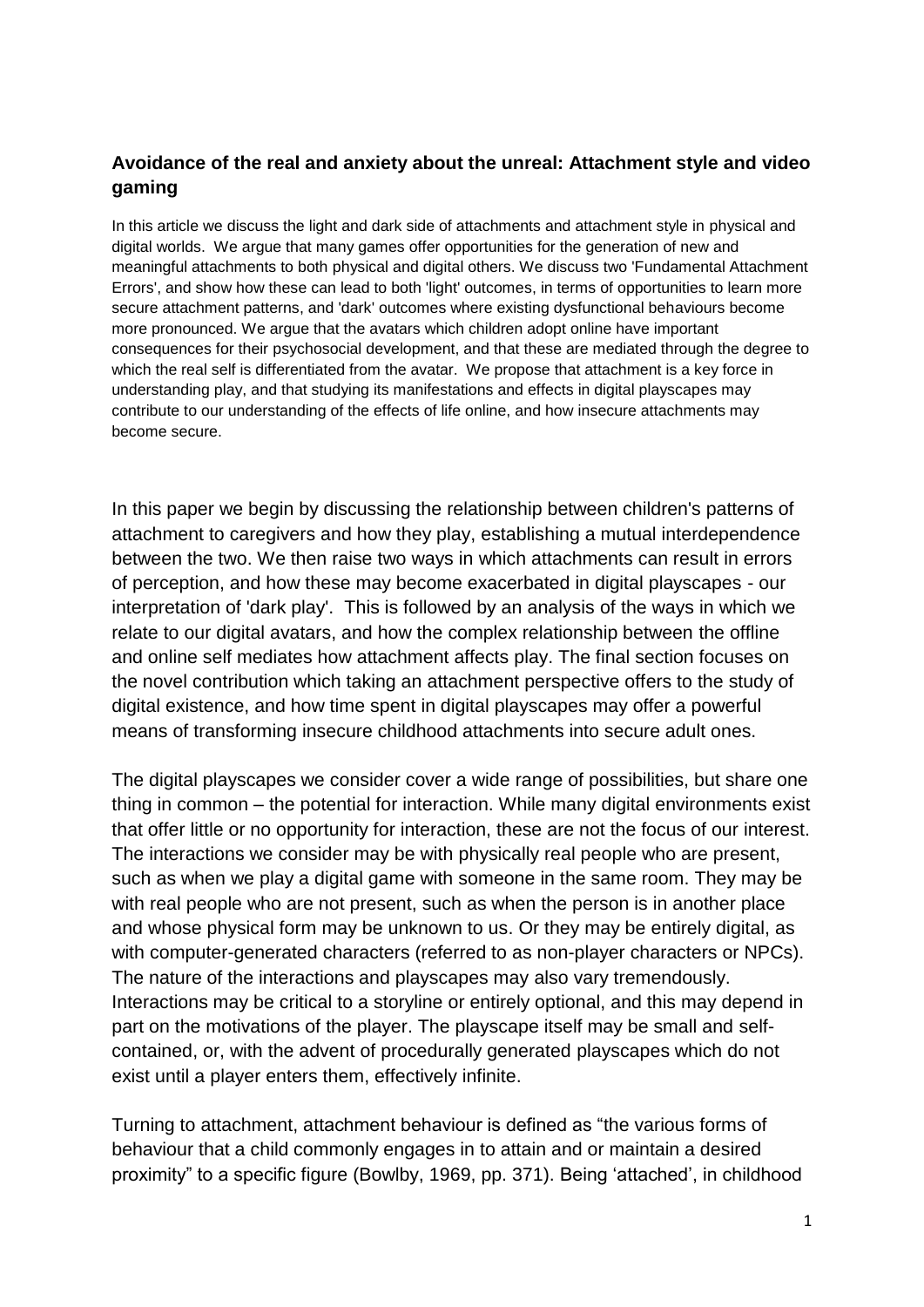**Avoidance of the real and anxiety about the unreal: Attachment style and video gaming**

In this article we discuss the light and dark side of attachments and attachment style in physical and digital worlds. We argue that many games offer opportunities for the generation of new and meaningful attachments to both physical and digital others. We discuss two 'Fundamental Attachment Errors', and show how these can lead to both 'light' outcomes, in terms of opportunities to learn more secure attachment patterns, and 'dark' outcomes where existing dysfunctional behaviours become more pronounced. We argue that the avatars which children adopt online have important consequences for their psychosocial development, and that these are mediated through the degree to which the real self is differentiated from the avatar. We propose that attachment is a key force in understanding play, and that studying its manifestations and effects in digital playscapes may contribute to our understanding of the effects of life online, and how insecure attachments may become secure.

In this paper we begin by discussing the relationship between children's patterns of attachment to caregivers and how they play, establishing a mutual interdependence between the two. We then raise two ways in which attachments can result in errors of perception, and how these may become exacerbated in digital playscapes - our interpretation of 'dark play'. This is followed by an analysis of the ways in which we relate to our digital avatars, and how the complex relationship between the offline and online self mediates how attachment affects play. The final section focuses on the novel contribution which taking an attachment perspective offers to the study of digital existence, and how time spent in digital playscapes may offer a powerful means of transforming insecure childhood attachments into secure adult ones.

The digital playscapes we consider cover a wide range of possibilities, but share one thing in common – the potential for interaction. While many digital environments exist that offer little or no opportunity for interaction, these are not the focus of our interest. The interactions we consider may be with physically real people who are present, such as when we play a digital game with someone in the same room. They may be with real people who are not present, such as when the person is in another place and whose physical form may be unknown to us. Or they may be entirely digital, as with computer-generated characters (referred to as non-player characters or NPCs). The nature of the interactions and playscapes may also vary tremendously. Interactions may be critical to a storyline or entirely optional, and this may depend in part on the motivations of the player. The playscape itself may be small and self-contained, or, with the advent of procedurally generated playscapes which do not exist until a player enters them, effectively infinite.

Turning to attachment, attachment behaviour is defined as "the various forms of behaviour that a child commonly engages in to attain and or maintain a desired proximity" to a specific figure (Bowlby, 1969, pp. 371). Being 'attached', in childhood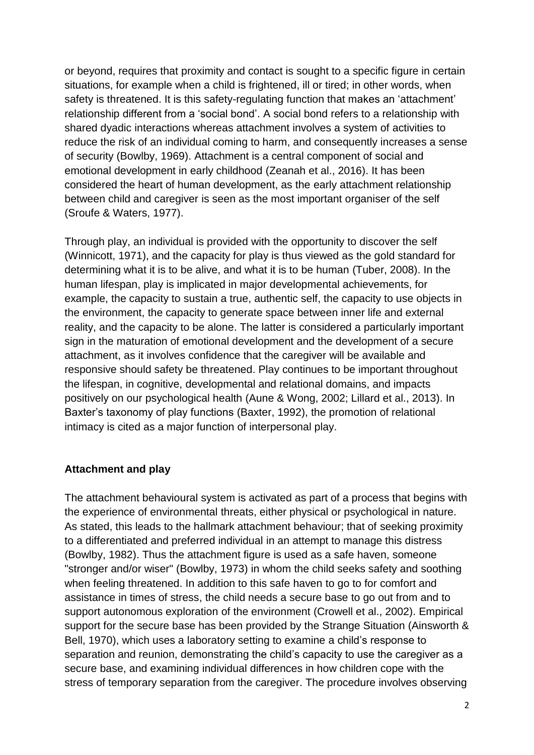or beyond, requires that proximity and contact is sought to a specific figure in certain situations, for example when a child is frightened, ill or tired; in other words, when safety is threatened. It is this safety-regulating function that makes an 'attachment' relationship different from a 'social bond'. A social bond refers to a relationship with shared dyadic interactions whereas attachment involves a system of activities to reduce the risk of an individual coming to harm, and consequently increases a sense of security (Bowlby, 1969). Attachment is a central component of social and emotional development in early childhood (Zeanah et al., 2016). It has been considered the heart of human development, as the early attachment relationship between child and caregiver is seen as the most important organiser of the self (Sroufe & Waters, 1977).

Through play, an individual is provided with the opportunity to discover the self (Winnicott, 1971), and the capacity for play is thus viewed as the gold standard for determining what it is to be alive, and what it is to be human (Tuber, 2008). In the human lifespan, play is implicated in major developmental achievements, for example, the capacity to sustain a true, authentic self, the capacity to use objects in the environment, the capacity to generate space between inner life and external reality, and the capacity to be alone. The latter is considered a particularly important sign in the maturation of emotional development and the development of a secure attachment, as it involves confidence that the caregiver will be available and responsive should safety be threatened. Play continues to be important throughout the lifespan, in cognitive, developmental and relational domains, and impacts positively on our psychological health (Aune & Wong, 2002; Lillard et al., 2013). In Baxter's taxonomy of play functions (Baxter, 1992), the promotion of relational intimacy is cited as a major function of interpersonal play.

**Attachment and play**

The attachment behavioural system is activated as part of a process that begins with the experience of environmental threats, either physical or psychological in nature. As stated, this leads to the hallmark attachment behaviour; that of seeking proximity to a differentiated and preferred individual in an attempt to manage this distress (Bowlby, 1982). Thus the attachment figure is used as a safe haven, someone "stronger and/or wiser" (Bowlby, 1973) in whom the child seeks safety and soothing when feeling threatened. In addition to this safe haven to go to for comfort and assistance in times of stress, the child needs a secure base to go out from and to support autonomous exploration of the environment (Crowell et al., 2002). Empirical support for the secure base has been provided by the Strange Situation (Ainsworth & Bell, 1970), which uses a laboratory setting to examine a child's response to separation and reunion, demonstrating the child's capacity to use the caregiver as a secure base, and examining individual differences in how children cope with the stress of temporary separation from the caregiver. The procedure involves observing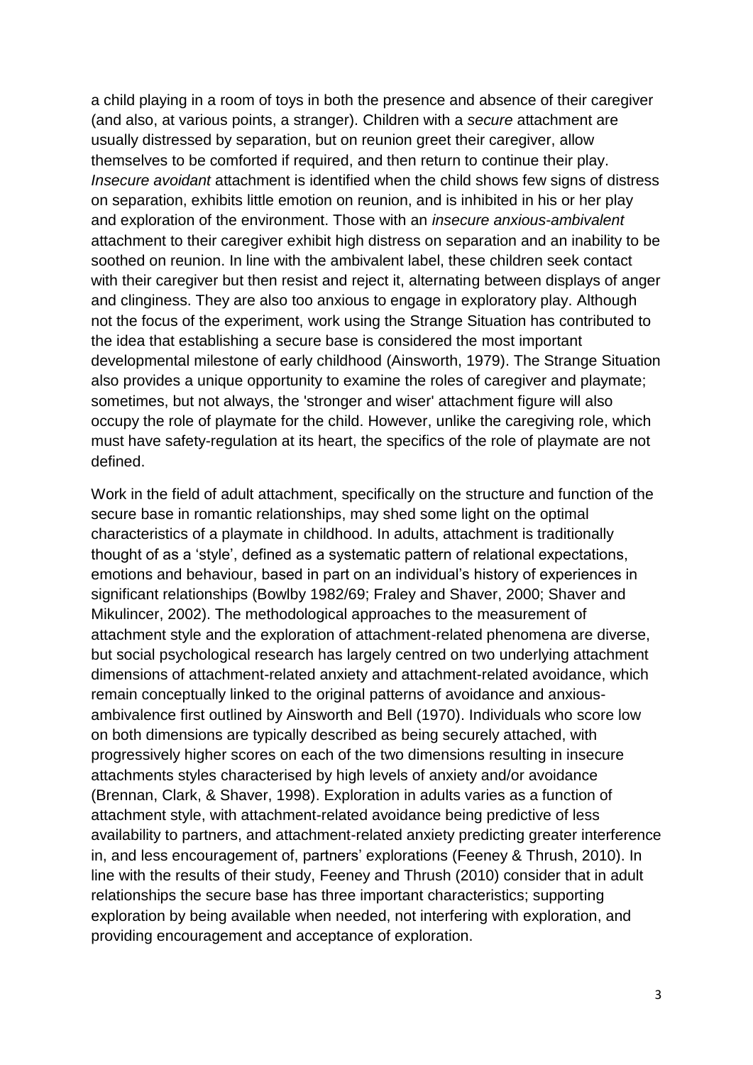a child playing in a room of toys in both the presence and absence of their caregiver (and also, at various points, a stranger). Children with a *secure* attachment are usually distressed by separation, but on reunion greet their caregiver, allow themselves to be comforted if required, and then return to continue their play. *Insecure avoidant* attachment is identified when the child shows few signs of distress on separation, exhibits little emotion on reunion, and is inhibited in his or her play and exploration of the environment. Those with an *insecure anxious-ambivalent* attachment to their caregiver exhibit high distress on separation and an inability to be soothed on reunion. In line with the ambivalent label, these children seek contact with their caregiver but then resist and reject it, alternating between displays of anger and clinginess. They are also too anxious to engage in exploratory play. Although not the focus of the experiment, work using the Strange Situation has contributed to the idea that establishing a secure base is considered the most important developmental milestone of early childhood (Ainsworth, 1979). The Strange Situation also provides a unique opportunity to examine the roles of caregiver and playmate; sometimes, but not always, the 'stronger and wiser' attachment figure will also occupy the role of playmate for the child. However, unlike the caregiving role, which must have safety-regulation at its heart, the specifics of the role of playmate are not defined.

Work in the field of adult attachment, specifically on the structure and function of the secure base in romantic relationships, may shed some light on the optimal characteristics of a playmate in childhood. In adults, attachment is traditionally thought of as a 'style', defined as a systematic pattern of relational expectations, emotions and behaviour, based in part on an individual's history of experiences in significant relationships (Bowlby 1982/69; Fraley and Shaver, 2000; Shaver and Mikulincer, 2002). The methodological approaches to the measurement of attachment style and the exploration of attachment-related phenomena are diverse, but social psychological research has largely centred on two underlying attachment dimensions of attachment-related anxiety and attachment-related avoidance, which remain conceptually linked to the original patterns of avoidance and anxious-ambivalence first outlined by Ainsworth and Bell (1970). Individuals who score low on both dimensions are typically described as being securely attached, with progressively higher scores on each of the two dimensions resulting in insecure attachments styles characterised by high levels of anxiety and/or avoidance (Brennan, Clark, & Shaver, 1998). Exploration in adults varies as a function of attachment style, with attachment-related avoidance being predictive of less availability to partners, and attachment-related anxiety predicting greater interference in, and less encouragement of, partners' explorations (Feeney & Thrush, 2010). In line with the results of their study, Feeney and Thrush (2010) consider that in adult relationships the secure base has three important characteristics; supporting exploration by being available when needed, not interfering with exploration, and providing encouragement and acceptance of exploration.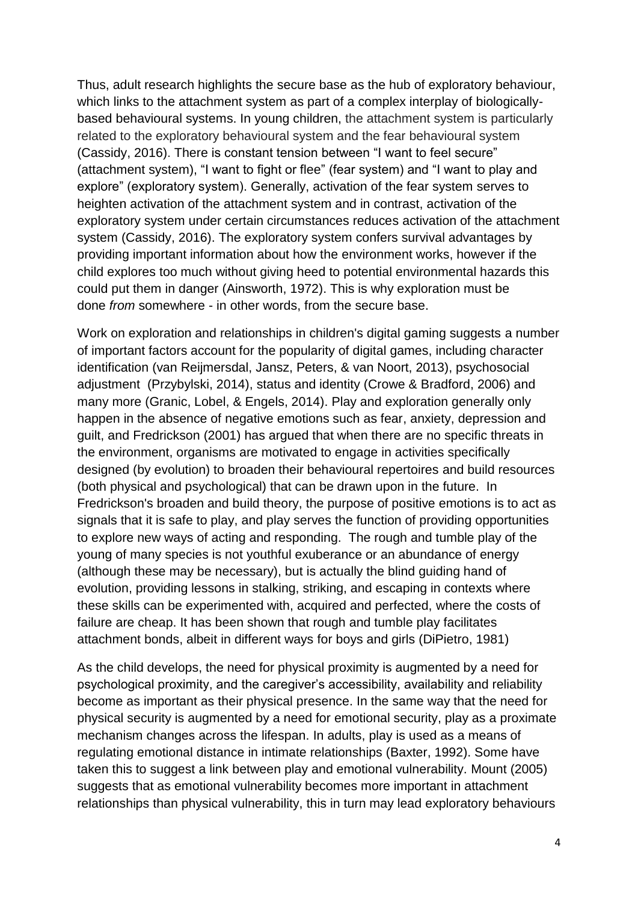Thus, adult research highlights the secure base as the hub of exploratory behaviour, which links to the attachment system as part of a complex interplay of biologically-based behavioural systems. In young children, the attachment system is particularly related to the exploratory behavioural system and the fear behavioural system (Cassidy, 2016). There is constant tension between "I want to feel secure" (attachment system), "I want to fight or flee" (fear system) and "I want to play and explore" (exploratory system). Generally, activation of the fear system serves to heighten activation of the attachment system and in contrast, activation of the exploratory system under certain circumstances reduces activation of the attachment system (Cassidy, 2016). The exploratory system confers survival advantages by providing important information about how the environment works, however if the child explores too much without giving heed to potential environmental hazards this could put them in danger (Ainsworth, 1972). This is why exploration must be done *from* somewhere - in other words, from the secure base.

Work on exploration and relationships in children's digital gaming suggests a number of important factors account for the popularity of digital games, including character identification (van Reijmersdal, Jansz, Peters, & van Noort, 2013), psychosocial adjustment (Przybylski, 2014), status and identity (Crowe & Bradford, 2006) and many more (Granic, Lobel, & Engels, 2014). Play and exploration generally only happen in the absence of negative emotions such as fear, anxiety, depression and guilt, and Fredrickson (2001) has argued that when there are no specific threats in the environment, organisms are motivated to engage in activities specifically designed (by evolution) to broaden their behavioural repertoires and build resources (both physical and psychological) that can be drawn upon in the future. In Fredrickson's broaden and build theory, the purpose of positive emotions is to act as signals that it is safe to play, and play serves the function of providing opportunities to explore new ways of acting and responding. The rough and tumble play of the young of many species is not youthful exuberance or an abundance of energy (although these may be necessary), but is actually the blind guiding hand of evolution, providing lessons in stalking, striking, and escaping in contexts where these skills can be experimented with, acquired and perfected, where the costs of failure are cheap. It has been shown that rough and tumble play facilitates attachment bonds, albeit in different ways for boys and girls (DiPietro, 1981)

As the child develops, the need for physical proximity is augmented by a need for psychological proximity, and the caregiver's accessibility, availability and reliability become as important as their physical presence. In the same way that the need for physical security is augmented by a need for emotional security, play as a proximate mechanism changes across the lifespan. In adults, play is used as a means of regulating emotional distance in intimate relationships (Baxter, 1992). Some have taken this to suggest a link between play and emotional vulnerability. Mount (2005) suggests that as emotional vulnerability becomes more important in attachment relationships than physical vulnerability, this in turn may lead exploratory behaviours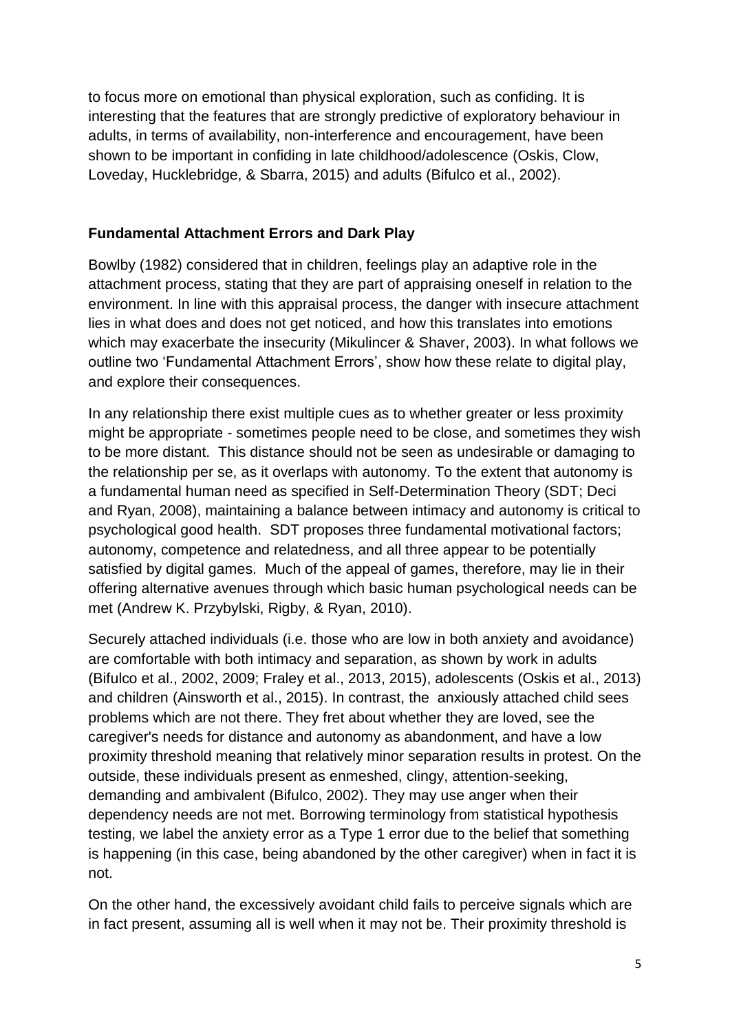to focus more on emotional than physical exploration, such as confiding. It is interesting that the features that are strongly predictive of exploratory behaviour in adults, in terms of availability, non-interference and encouragement, have been shown to be important in confiding in late childhood/adolescence (Oskis, Clow, Loveday, Hucklebridge, & Sbarra, 2015) and adults (Bifulco et al., 2002).

## Fundamental Attachment Errors and Dark Play

Bowlby (1982) considered that in children, feelings play an adaptive role in the attachment process, stating that they are part of appraising oneself in relation to the environment. In line with this appraisal process, the danger with insecure attachment lies in what does and does not get noticed, and how this translates into emotions which may exacerbate the insecurity (Mikulincer & Shaver, 2003). In what follows we outline two 'Fundamental Attachment Errors', show how these relate to digital play, and explore their consequences.

In any relationship there exist multiple cues as to whether greater or less proximity might be appropriate - sometimes people need to be close, and sometimes they wish to be more distant. This distance should not be seen as undesirable or damaging to the relationship per se, as it overlaps with autonomy. To the extent that autonomy is a fundamental human need as specified in Self-Determination Theory (SDT; Deci and Ryan, 2008), maintaining a balance between intimacy and autonomy is critical to psychological good health. SDT proposes three fundamental motivational factors; autonomy, competence and relatedness, and all three appear to be potentially satisfied by digital games. Much of the appeal of games, therefore, may lie in their offering alternative avenues through which basic human psychological needs can be met (Andrew K. Przybylski, Rigby, & Ryan, 2010).

Securely attached individuals (i.e. those who are low in both anxiety and avoidance) are comfortable with both intimacy and separation, as shown by work in adults (Bifulco et al., 2002, 2009; Fraley et al., 2013, 2015), adolescents (Oskis et al., 2013) and children (Ainsworth et al., 2015). In contrast, the anxiously attached child sees problems which are not there. They fret about whether they are loved, see the caregiver's needs for distance and autonomy as abandonment, and have a low proximity threshold meaning that relatively minor separation results in protest. On the outside, these individuals present as enmeshed, clingy, attention-seeking, demanding and ambivalent (Bifulco, 2002). They may use anger when their dependency needs are not met. Borrowing terminology from statistical hypothesis testing, we label the anxiety error as a Type 1 error due to the belief that something is happening (in this case, being abandoned by the other caregiver) when in fact it is not.

On the other hand, the excessively avoidant child fails to perceive signals which are in fact present, assuming all is well when it may not be. Their proximity threshold is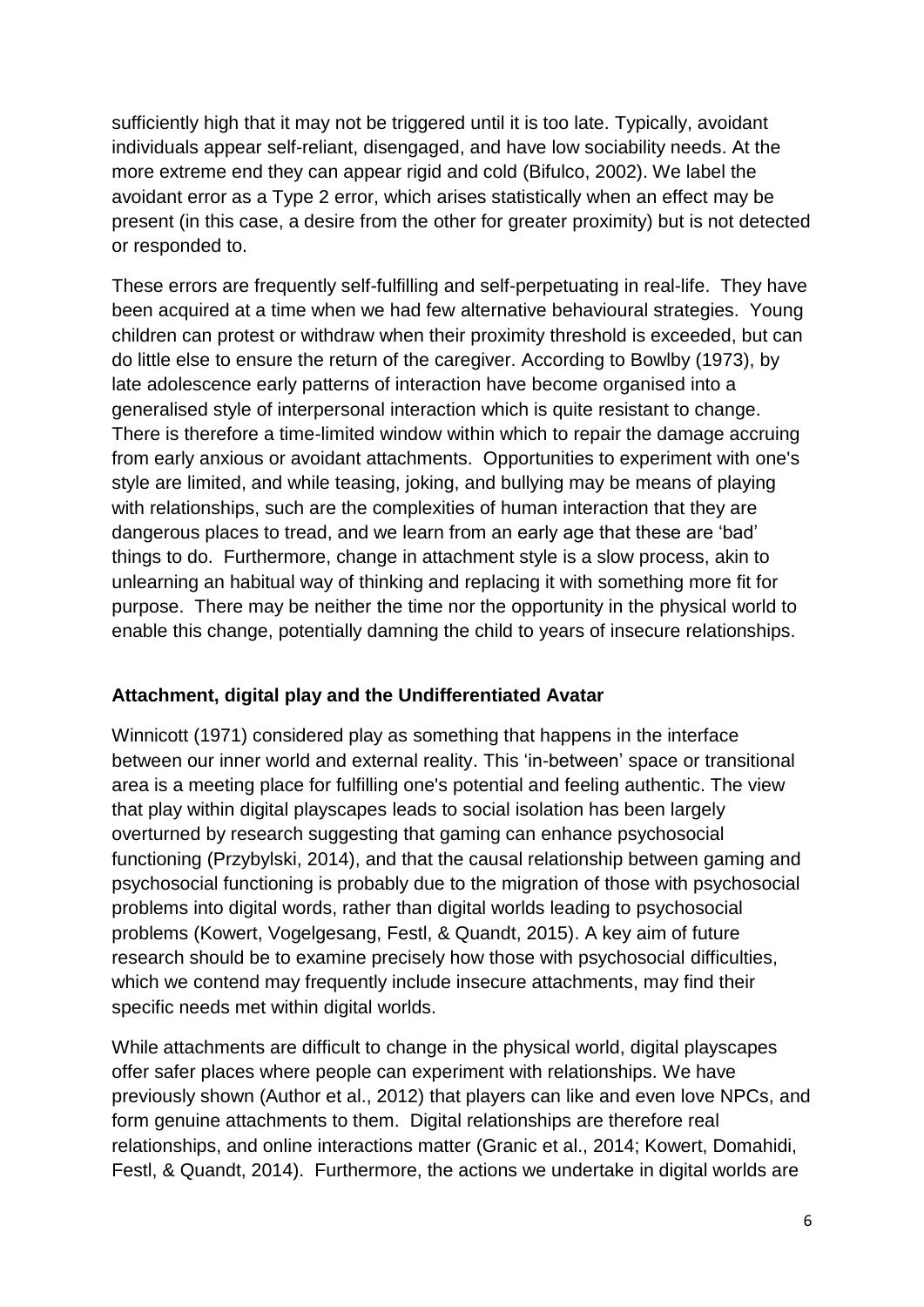sufficiently high that it may not be triggered until it is too late. Typically, avoidant individuals appear self-reliant, disengaged, and have low sociability needs. At the more extreme end they can appear rigid and cold (Bifulco, 2002). We label the avoidant error as a Type 2 error, which arises statistically when an effect may be present (in this case, a desire from the other for greater proximity) but is not detected or responded to.

These errors are frequently self-fulfilling and self-perpetuating in real-life. They have been acquired at a time when we had few alternative behavioural strategies. Young children can protest or withdraw when their proximity threshold is exceeded, but can do little else to ensure the return of the caregiver. According to Bowlby (1973), by late adolescence early patterns of interaction have become organised into a generalised style of interpersonal interaction which is quite resistant to change. There is therefore a time-limited window within which to repair the damage accruing from early anxious or avoidant attachments. Opportunities to experiment with one's style are limited, and while teasing, joking, and bullying may be means of playing with relationships, such are the complexities of human interaction that they are dangerous places to tread, and we learn from an early age that these are 'bad' things to do. Furthermore, change in attachment style is a slow process, akin to unlearning an habitual way of thinking and replacing it with something more fit for purpose. There may be neither the time nor the opportunity in the physical world to enable this change, potentially damning the child to years of insecure relationships.

### Attachment, digital play and the Undifferentiated Avatar

Winnicott (1971) considered play as something that happens in the interface between our inner world and external reality. This 'in-between' space or transitional area is a meeting place for fulfilling one's potential and feeling authentic. The view that play within digital playscapes leads to social isolation has been largely overturned by research suggesting that gaming can enhance psychosocial functioning (Przybylski, 2014), and that the causal relationship between gaming and psychosocial functioning is probably due to the migration of those with psychosocial problems into digital words, rather than digital worlds leading to psychosocial problems (Kowert, Vogelgesang, Festl, & Quandt, 2015). A key aim of future research should be to examine precisely how those with psychosocial difficulties, which we contend may frequently include insecure attachments, may find their specific needs met within digital worlds.

While attachments are difficult to change in the physical world, digital playscapes offer safer places where people can experiment with relationships. We have previously shown (Author et al., 2012) that players can like and even love NPCs, and form genuine attachments to them. Digital relationships are therefore real relationships, and online interactions matter (Granic et al., 2014; Kowert, Domahidi, Festl, & Quandt, 2014). Furthermore, the actions we undertake in digital worlds are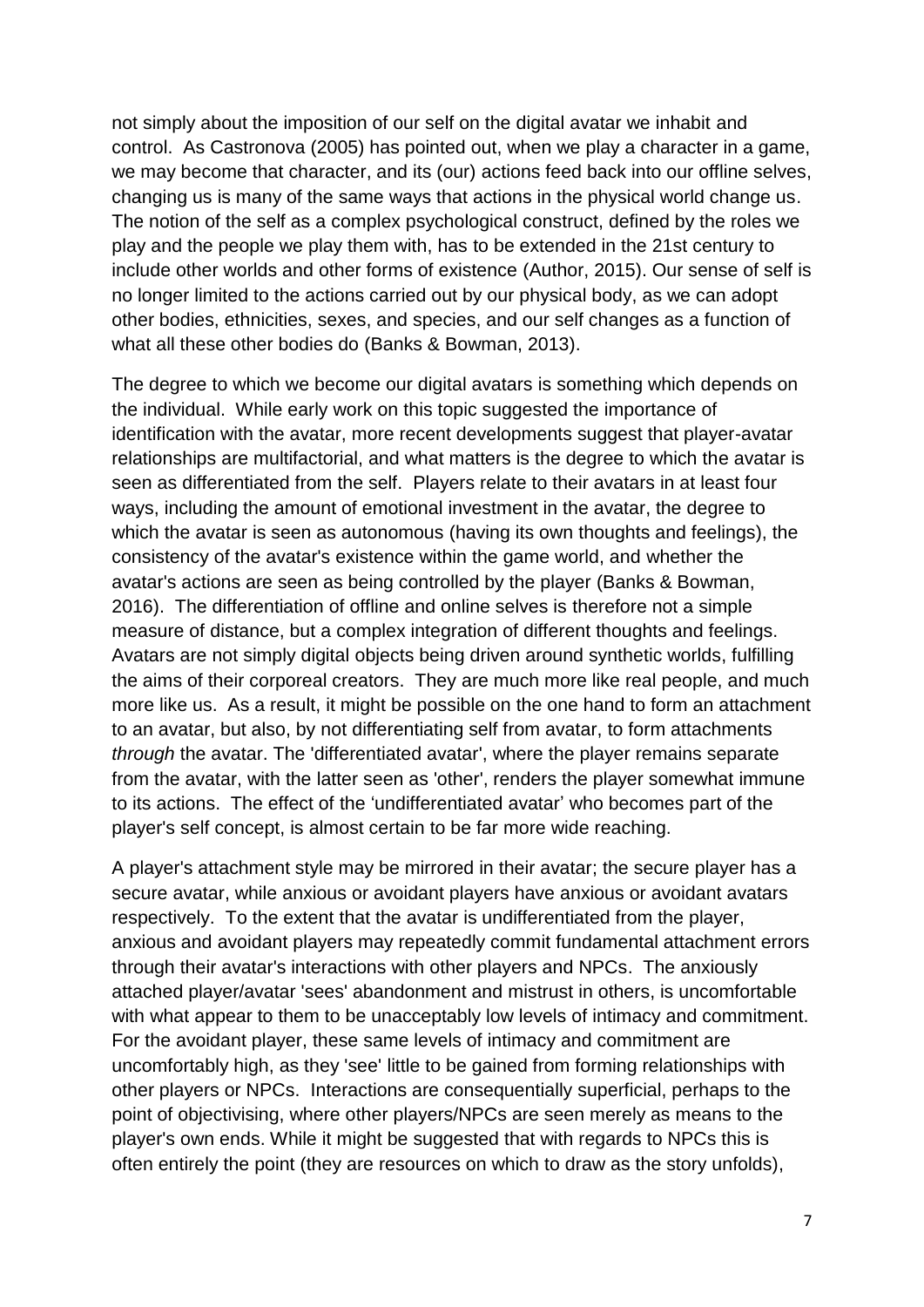not simply about the imposition of our self on the digital avatar we inhabit and control. As Castronova (2005) has pointed out, when we play a character in a game, we may become that character, and its (our) actions feed back into our offline selves, changing us is many of the same ways that actions in the physical world change us. The notion of the self as a complex psychological construct, defined by the roles we play and the people we play them with, has to be extended in the 21st century to include other worlds and other forms of existence (Author, 2015). Our sense of self is no longer limited to the actions carried out by our physical body, as we can adopt other bodies, ethnicities, sexes, and species, and our self changes as a function of what all these other bodies do (Banks & Bowman, 2013).

The degree to which we become our digital avatars is something which depends on the individual. While early work on this topic suggested the importance of identification with the avatar, more recent developments suggest that player-avatar relationships are multifactorial, and what matters is the degree to which the avatar is seen as differentiated from the self. Players relate to their avatars in at least four ways, including the amount of emotional investment in the avatar, the degree to which the avatar is seen as autonomous (having its own thoughts and feelings), the consistency of the avatar's existence within the game world, and whether the avatar's actions are seen as being controlled by the player (Banks & Bowman, 2016). The differentiation of offline and online selves is therefore not a simple measure of distance, but a complex integration of different thoughts and feelings. Avatars are not simply digital objects being driven around synthetic worlds, fulfilling the aims of their corporeal creators. They are much more like real people, and much more like us. As a result, it might be possible on the one hand to form an attachment to an avatar, but also, by not differentiating self from avatar, to form attachments *through* the avatar. The 'differentiated avatar', where the player remains separate from the avatar, with the latter seen as 'other', renders the player somewhat immune to its actions. The effect of the 'undifferentiated avatar' who becomes part of the player's self concept, is almost certain to be far more wide reaching.

A player's attachment style may be mirrored in their avatar; the secure player has a secure avatar, while anxious or avoidant players have anxious or avoidant avatars respectively. To the extent that the avatar is undifferentiated from the player, anxious and avoidant players may repeatedly commit fundamental attachment errors through their avatar's interactions with other players and NPCs. The anxiously attached player/avatar 'sees' abandonment and mistrust in others, is uncomfortable with what appear to them to be unacceptably low levels of intimacy and commitment. For the avoidant player, these same levels of intimacy and commitment are uncomfortably high, as they 'see' little to be gained from forming relationships with other players or NPCs. Interactions are consequentially superficial, perhaps to the point of objectivising, where other players/NPCs are seen merely as means to the player's own ends. While it might be suggested that with regards to NPCs this is often entirely the point (they are resources on which to draw as the story unfolds),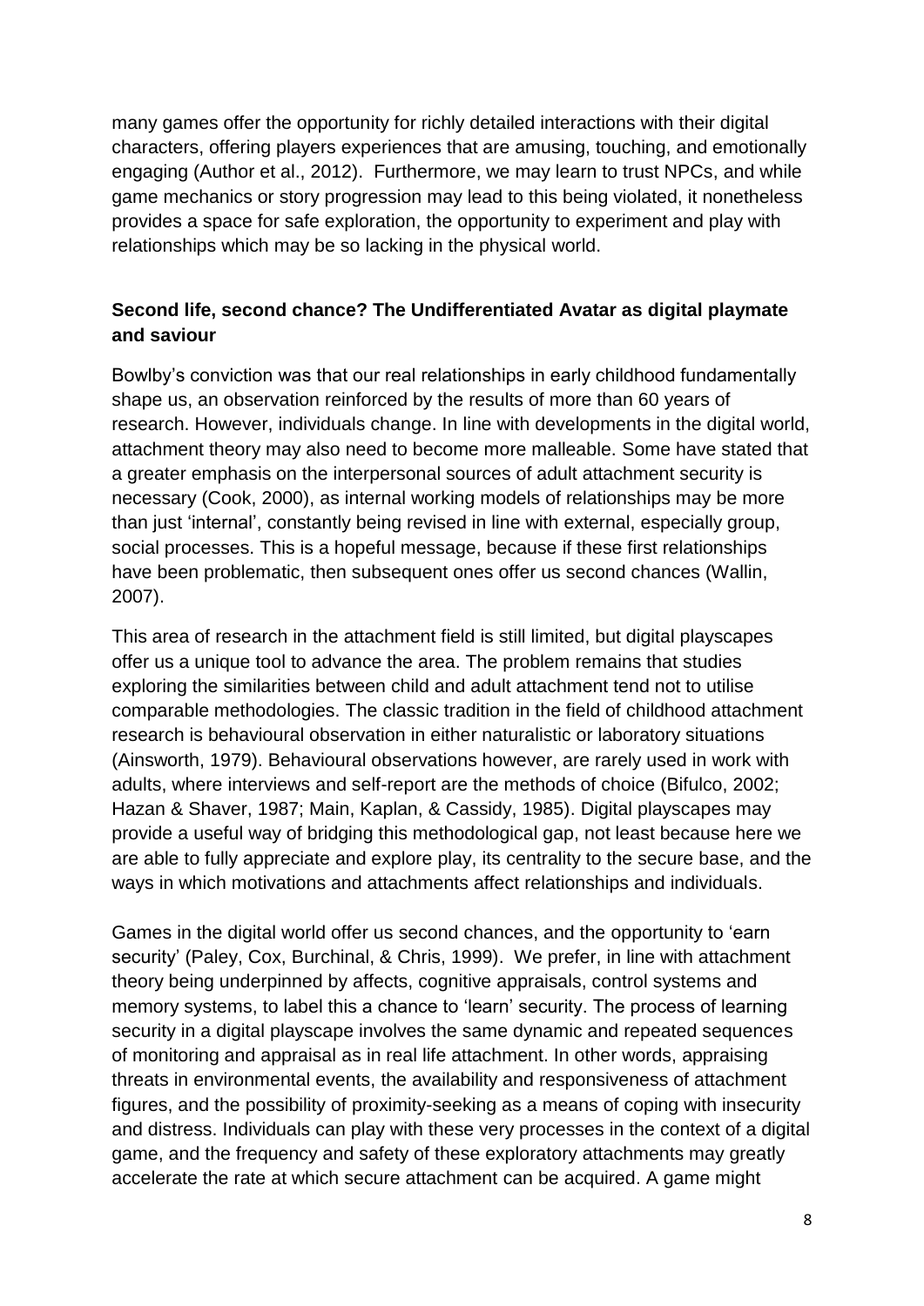many games offer the opportunity for richly detailed interactions with their digital characters, offering players experiences that are amusing, touching, and emotionally engaging (Author et al., 2012). Furthermore, we may learn to trust NPCs, and while game mechanics or story progression may lead to this being violated, it nonetheless provides a space for safe exploration, the opportunity to experiment and play with relationships which may be so lacking in the physical world.

**Second life, second chance? The Undifferentiated Avatar as digital playmate and saviour**

Bowlby's conviction was that our real relationships in early childhood fundamentally shape us, an observation reinforced by the results of more than 60 years of research. However, individuals change. In line with developments in the digital world, attachment theory may also need to become more malleable. Some have stated that a greater emphasis on the interpersonal sources of adult attachment security is necessary (Cook, 2000), as internal working models of relationships may be more than just 'internal', constantly being revised in line with external, especially group, social processes. This is a hopeful message, because if these first relationships have been problematic, then subsequent ones offer us second chances (Wallin, 2007).

This area of research in the attachment field is still limited, but digital playscapes offer us a unique tool to advance the area. The problem remains that studies exploring the similarities between child and adult attachment tend not to utilise comparable methodologies. The classic tradition in the field of childhood attachment research is behavioural observation in either naturalistic or laboratory situations (Ainsworth, 1979). Behavioural observations however, are rarely used in work with adults, where interviews and self-report are the methods of choice (Bifulco, 2002; Hazan & Shaver, 1987; Main, Kaplan, & Cassidy, 1985). Digital playscapes may provide a useful way of bridging this methodological gap, not least because here we are able to fully appreciate and explore play, its centrality to the secure base, and the ways in which motivations and attachments affect relationships and individuals.

Games in the digital world offer us second chances, and the opportunity to 'earn security' (Paley, Cox, Burchinal, & Chris, 1999). We prefer, in line with attachment theory being underpinned by affects, cognitive appraisals, control systems and memory systems, to label this a chance to 'learn' security. The process of learning security in a digital playscape involves the same dynamic and repeated sequences of monitoring and appraisal as in real life attachment. In other words, appraising threats in environmental events, the availability and responsiveness of attachment figures, and the possibility of proximity-seeking as a means of coping with insecurity and distress. Individuals can play with these very processes in the context of a digital game, and the frequency and safety of these exploratory attachments may greatly accelerate the rate at which secure attachment can be acquired. A game might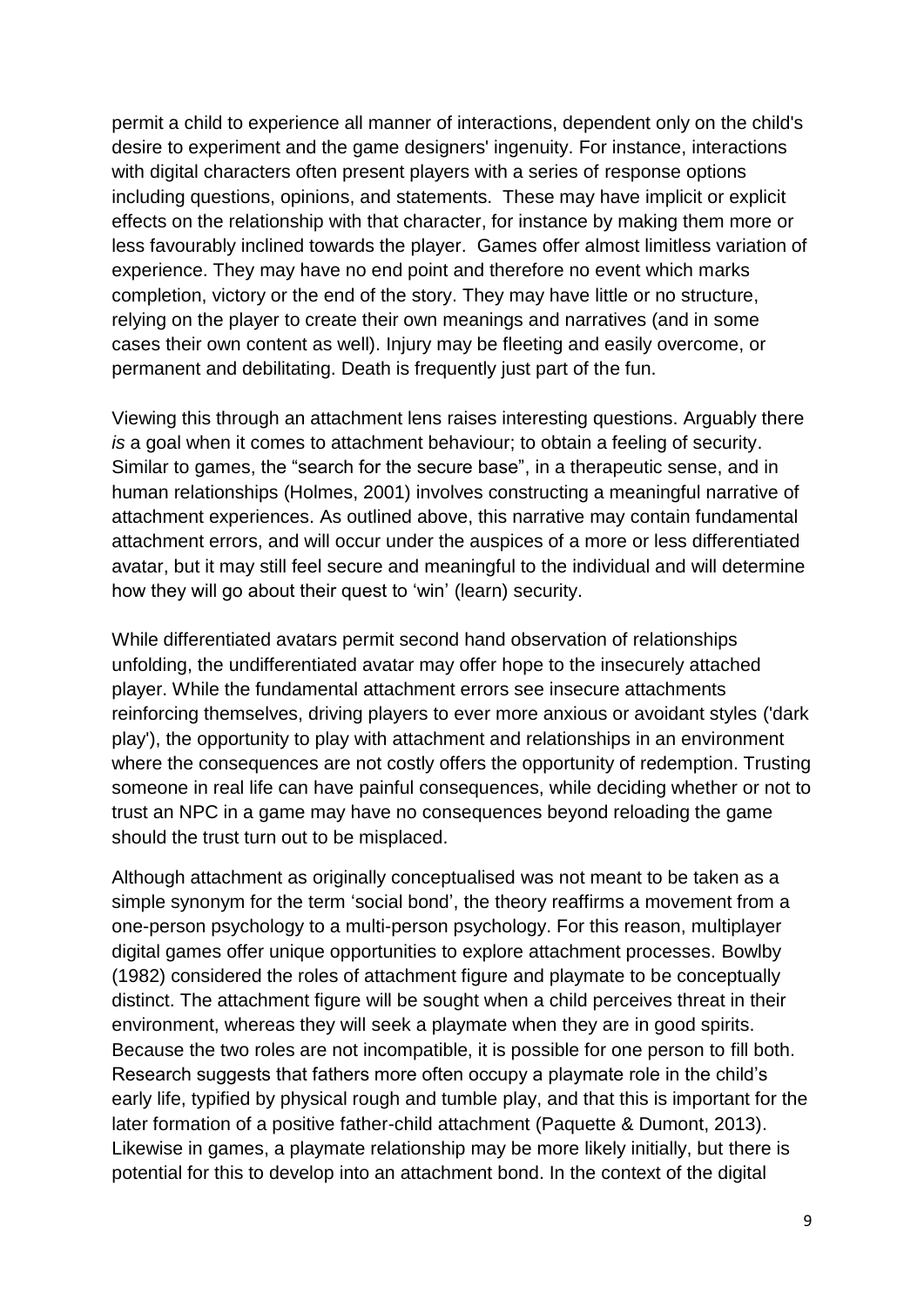permit a child to experience all manner of interactions, dependent only on the child's desire to experiment and the game designers' ingenuity. For instance, interactions with digital characters often present players with a series of response options including questions, opinions, and statements. These may have implicit or explicit effects on the relationship with that character, for instance by making them more or less favourably inclined towards the player. Games offer almost limitless variation of experience. They may have no end point and therefore no event which marks completion, victory or the end of the story. They may have little or no structure, relying on the player to create their own meanings and narratives (and in some cases their own content as well). Injury may be fleeting and easily overcome, or permanent and debilitating. Death is frequently just part of the fun.

Viewing this through an attachment lens raises interesting questions. Arguably there *is* a goal when it comes to attachment behaviour; to obtain a feeling of security. Similar to games, the "search for the secure base", in a therapeutic sense, and in human relationships (Holmes, 2001) involves constructing a meaningful narrative of attachment experiences. As outlined above, this narrative may contain fundamental attachment errors, and will occur under the auspices of a more or less differentiated avatar, but it may still feel secure and meaningful to the individual and will determine how they will go about their quest to 'win' (learn) security.

While differentiated avatars permit second hand observation of relationships unfolding, the undifferentiated avatar may offer hope to the insecurely attached player. While the fundamental attachment errors see insecure attachments reinforcing themselves, driving players to ever more anxious or avoidant styles ('dark play'), the opportunity to play with attachment and relationships in an environment where the consequences are not costly offers the opportunity of redemption. Trusting someone in real life can have painful consequences, while deciding whether or not to trust an NPC in a game may have no consequences beyond reloading the game should the trust turn out to be misplaced.

Although attachment as originally conceptualised was not meant to be taken as a simple synonym for the term 'social bond', the theory reaffirms a movement from a one-person psychology to a multi-person psychology. For this reason, multiplayer digital games offer unique opportunities to explore attachment processes. Bowlby (1982) considered the roles of attachment figure and playmate to be conceptually distinct. The attachment figure will be sought when a child perceives threat in their environment, whereas they will seek a playmate when they are in good spirits. Because the two roles are not incompatible, it is possible for one person to fill both. Research suggests that fathers more often occupy a playmate role in the child's early life, typified by physical rough and tumble play, and that this is important for the later formation of a positive father-child attachment (Paquette & Dumont, 2013). Likewise in games, a playmate relationship may be more likely initially, but there is potential for this to develop into an attachment bond. In the context of the digital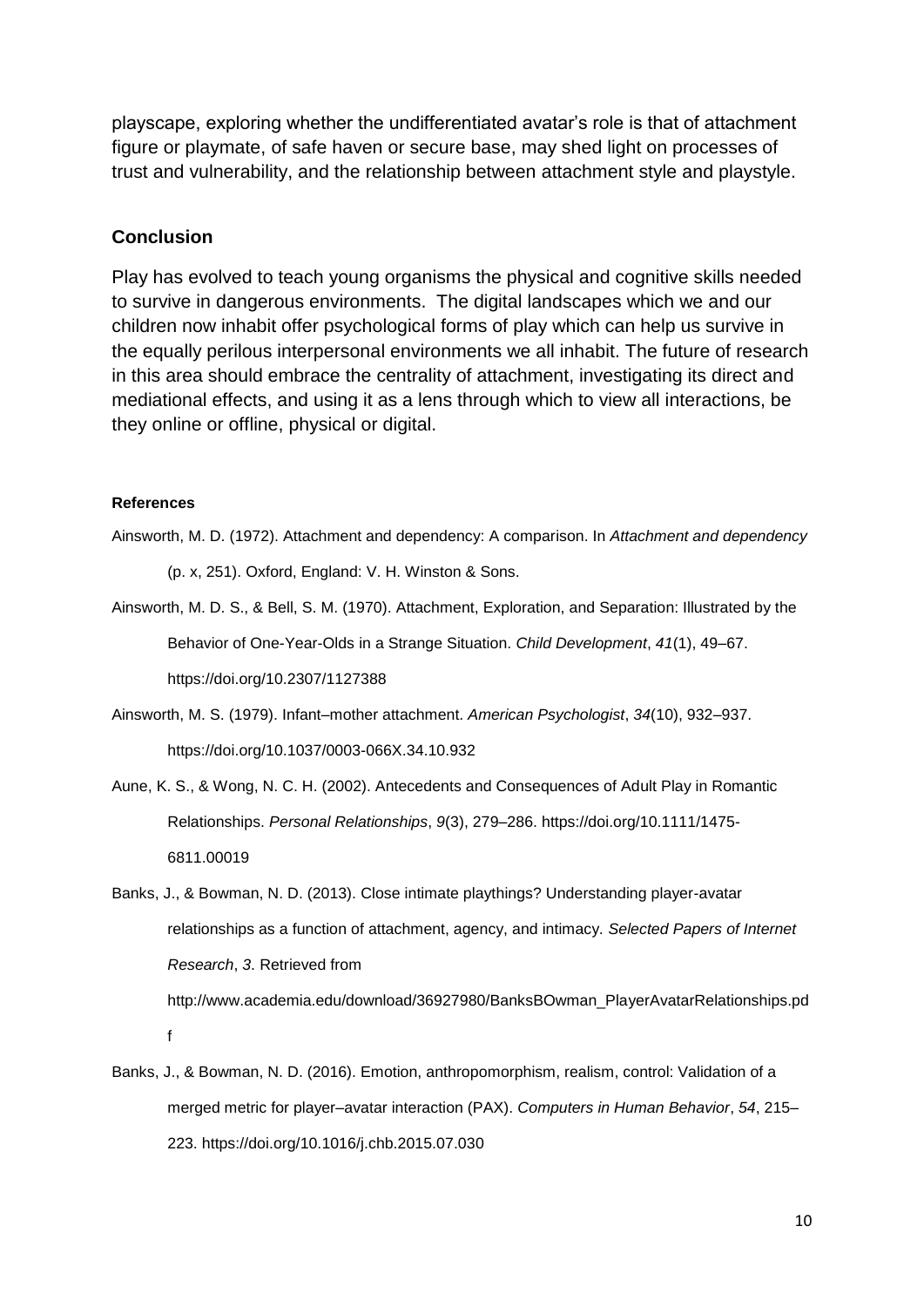playscape, exploring whether the undifferentiated avatar's role is that of attachment figure or playmate, of safe haven or secure base, may shed light on processes of trust and vulnerability, and the relationship between attachment style and playstyle.

## Conclusion

Play has evolved to teach young organisms the physical and cognitive skills needed to survive in dangerous environments. The digital landscapes which we and our children now inhabit offer psychological forms of play which can help us survive in the equally perilous interpersonal environments we all inhabit. The future of research in this area should embrace the centrality of attachment, investigating its direct and mediational effects, and using it as a lens through which to view all interactions, be they online or offline, physical or digital.

#### References

Ainsworth, M. D. (1972). Attachment and dependency: A comparison. In *Attachment and dependency* (p. x, 251). Oxford, England: V. H. Winston & Sons.

Ainsworth, M. D. S., & Bell, S. M. (1970). Attachment, Exploration, and Separation: Illustrated by the Behavior of One-Year-Olds in a Strange Situation. *Child Development*, *41*(1), 49–67. https://doi.org/10.2307/1127388

Ainsworth, M. S. (1979). Infant–mother attachment. *American Psychologist*, *34*(10), 932–937. https://doi.org/10.1037/0003-066X.34.10.932

Aune, K. S., & Wong, N. C. H. (2002). Antecedents and Consequences of Adult Play in Romantic Relationships. *Personal Relationships*, *9*(3), 279–286. https://doi.org/10.1111/1475-6811.00019

Banks, J., & Bowman, N. D. (2013). Close intimate playthings? Understanding player-avatar relationships as a function of attachment, agency, and intimacy. *Selected Papers of Internet Research*, *3*. Retrieved from http://www.academia.edu/download/36927980/BanksBOwman_PlayerAvatarRelationships.pdf

Banks, J., & Bowman, N. D. (2016). Emotion, anthropomorphism, realism, control: Validation of a merged metric for player–avatar interaction (PAX). *Computers in Human Behavior*, *54*, 215–223. https://doi.org/10.1016/j.chb.2015.07.030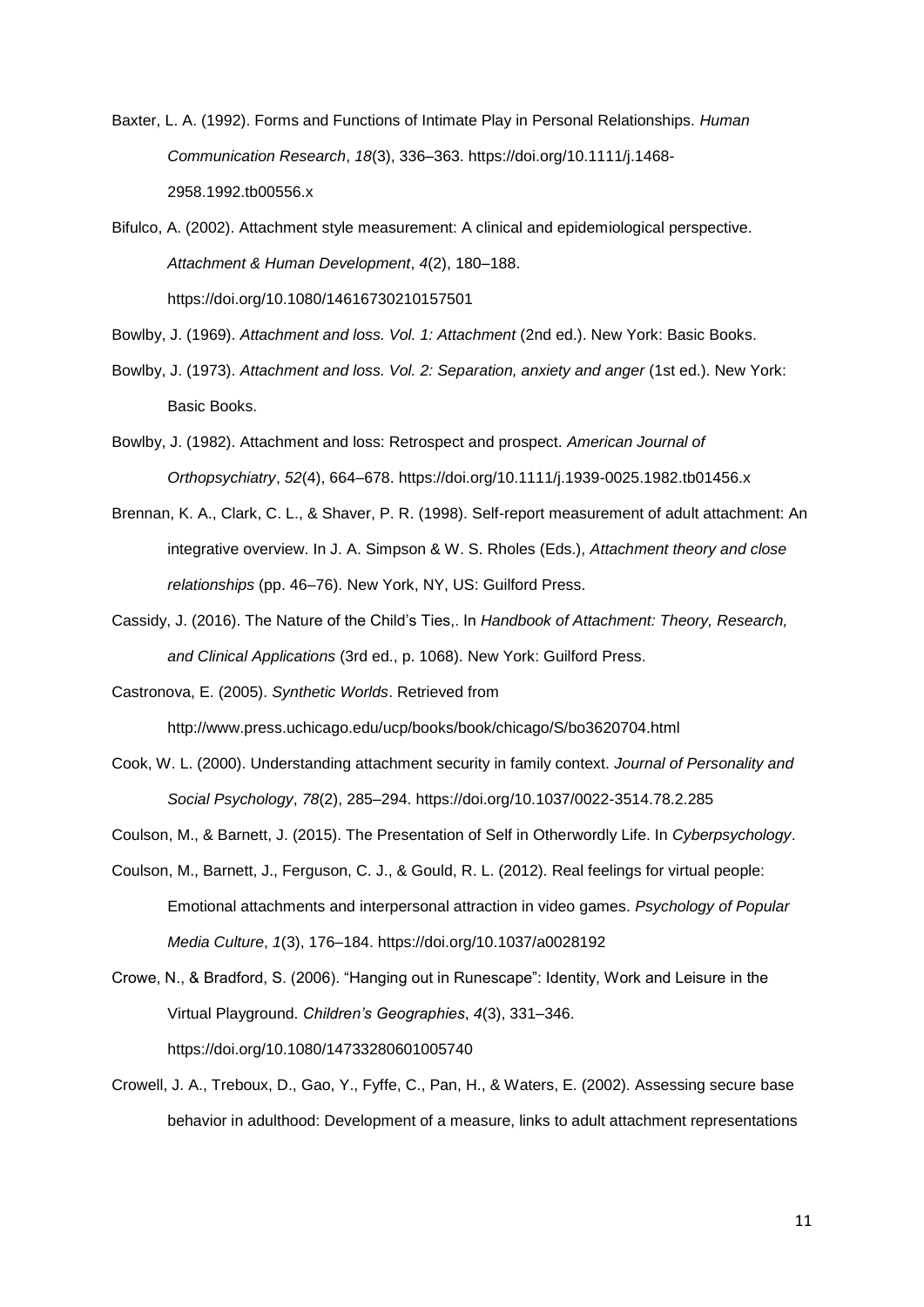Baxter, L. A. (1992). Forms and Functions of Intimate Play in Personal Relationships. *Human Communication Research*, *18*(3), 336–363. https://doi.org/10.1111/j.1468-2958.1992.tb00556.x

Bifulco, A. (2002). Attachment style measurement: A clinical and epidemiological perspective. *Attachment & Human Development*, *4*(2), 180–188. https://doi.org/10.1080/14616730210157501

Bowlby, J. (1969). *Attachment and loss. Vol. 1: Attachment* (2nd ed.). New York: Basic Books.

Bowlby, J. (1973). *Attachment and loss. Vol. 2: Separation, anxiety and anger* (1st ed.). New York: Basic Books.

Bowlby, J. (1982). Attachment and loss: Retrospect and prospect. *American Journal of Orthopsychiatry*, *52*(4), 664–678. https://doi.org/10.1111/j.1939-0025.1982.tb01456.x

Brennan, K. A., Clark, C. L., & Shaver, P. R. (1998). Self-report measurement of adult attachment: An integrative overview. In J. A. Simpson & W. S. Rholes (Eds.), *Attachment theory and close relationships* (pp. 46–76). New York, NY, US: Guilford Press.

Cassidy, J. (2016). The Nature of the Child's Ties,. In *Handbook of Attachment: Theory, Research, and Clinical Applications* (3rd ed., p. 1068). New York: Guilford Press.

Castronova, E. (2005). *Synthetic Worlds*. Retrieved from http://www.press.uchicago.edu/ucp/books/book/chicago/S/bo3620704.html

Cook, W. L. (2000). Understanding attachment security in family context. *Journal of Personality and Social Psychology*, *78*(2), 285–294. https://doi.org/10.1037/0022-3514.78.2.285

Coulson, M., & Barnett, J. (2015). The Presentation of Self in Otherwordly Life. In *Cyberpsychology*.

Coulson, M., Barnett, J., Ferguson, C. J., & Gould, R. L. (2012). Real feelings for virtual people: Emotional attachments and interpersonal attraction in video games. *Psychology of Popular Media Culture*, *1*(3), 176–184. https://doi.org/10.1037/a0028192

Crowe, N., & Bradford, S. (2006). "Hanging out in Runescape": Identity, Work and Leisure in the Virtual Playground. *Children's Geographies*, *4*(3), 331–346. https://doi.org/10.1080/14733280601005740

Crowell, J. A., Treboux, D., Gao, Y., Fyffe, C., Pan, H., & Waters, E. (2002). Assessing secure base behavior in adulthood: Development of a measure, links to adult attachment representations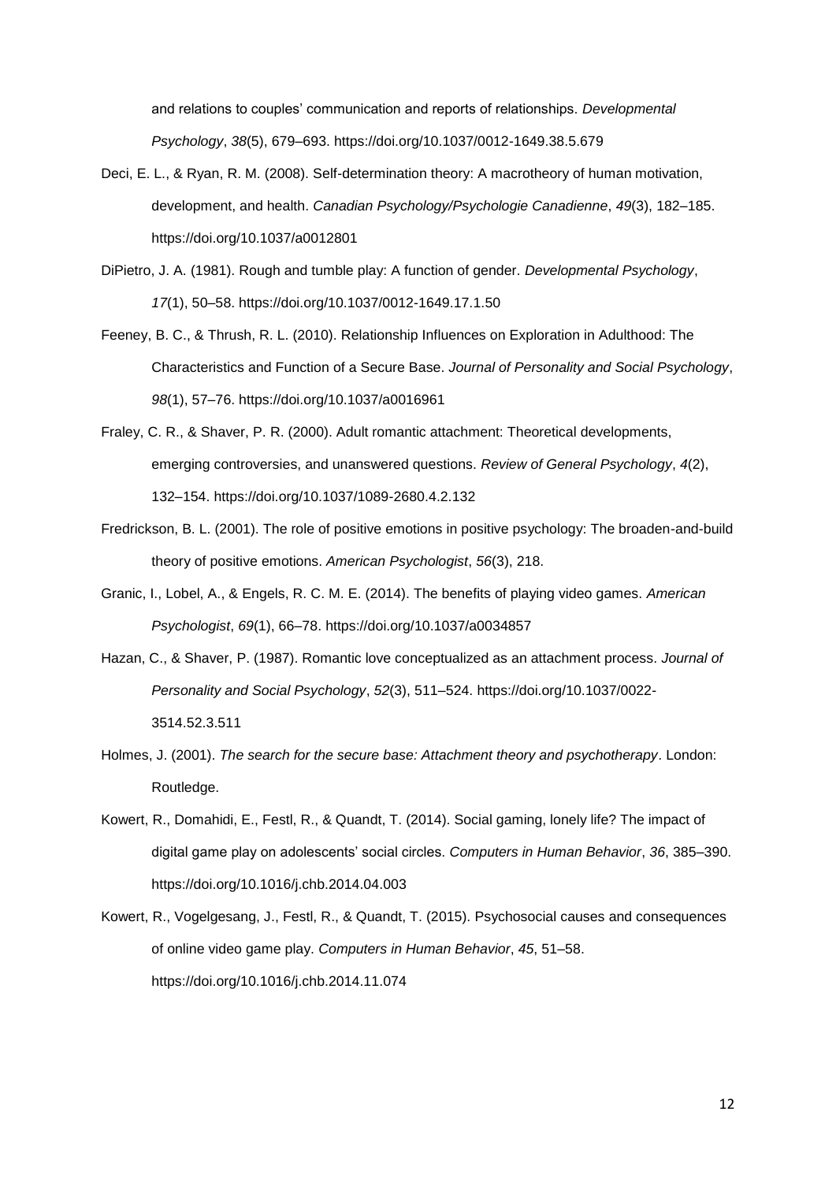and relations to couples' communication and reports of relationships. *Developmental Psychology*, *38*(5), 679–693. https://doi.org/10.1037/0012-1649.38.5.679

Deci, E. L., & Ryan, R. M. (2008). Self-determination theory: A macrotheory of human motivation, development, and health. *Canadian Psychology/Psychologie Canadienne*, *49*(3), 182–185. https://doi.org/10.1037/a0012801

DiPietro, J. A. (1981). Rough and tumble play: A function of gender. *Developmental Psychology*, *17*(1), 50–58. https://doi.org/10.1037/0012-1649.17.1.50

Feeney, B. C., & Thrush, R. L. (2010). Relationship Influences on Exploration in Adulthood: The Characteristics and Function of a Secure Base. *Journal of Personality and Social Psychology*, *98*(1), 57–76. https://doi.org/10.1037/a0016961

Fraley, C. R., & Shaver, P. R. (2000). Adult romantic attachment: Theoretical developments, emerging controversies, and unanswered questions. *Review of General Psychology*, *4*(2), 132–154. https://doi.org/10.1037/1089-2680.4.2.132

Fredrickson, B. L. (2001). The role of positive emotions in positive psychology: The broaden-and-build theory of positive emotions. *American Psychologist*, *56*(3), 218.

Granic, I., Lobel, A., & Engels, R. C. M. E. (2014). The benefits of playing video games. *American Psychologist*, *69*(1), 66–78. https://doi.org/10.1037/a0034857

Hazan, C., & Shaver, P. (1987). Romantic love conceptualized as an attachment process. *Journal of Personality and Social Psychology*, *52*(3), 511–524. https://doi.org/10.1037/0022-3514.52.3.511

Holmes, J. (2001). *The search for the secure base: Attachment theory and psychotherapy*. London: Routledge.

Kowert, R., Domahidi, E., Festl, R., & Quandt, T. (2014). Social gaming, lonely life? The impact of digital game play on adolescents' social circles. *Computers in Human Behavior*, *36*, 385–390. https://doi.org/10.1016/j.chb.2014.04.003

Kowert, R., Vogelgesang, J., Festl, R., & Quandt, T. (2015). Psychosocial causes and consequences of online video game play. *Computers in Human Behavior*, *45*, 51–58. https://doi.org/10.1016/j.chb.2014.11.074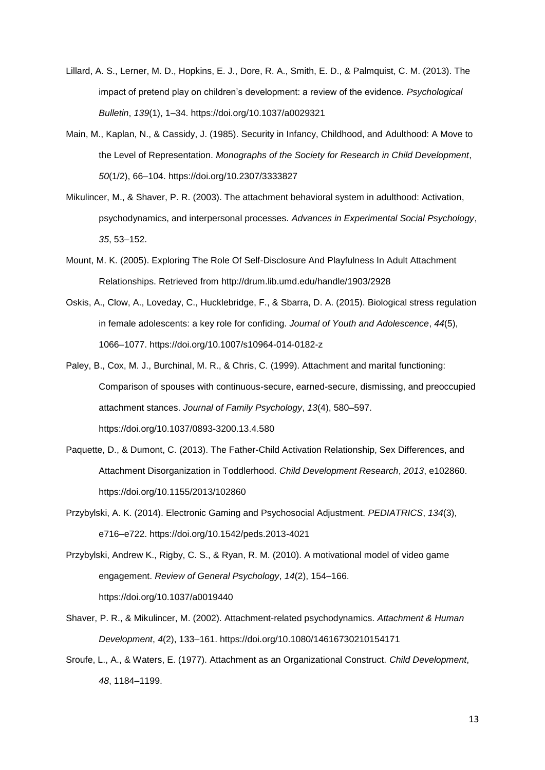Lillard, A. S., Lerner, M. D., Hopkins, E. J., Dore, R. A., Smith, E. D., & Palmquist, C. M. (2013). The impact of pretend play on children's development: a review of the evidence. *Psychological Bulletin*, *139*(1), 1–34. https://doi.org/10.1037/a0029321

Main, M., Kaplan, N., & Cassidy, J. (1985). Security in Infancy, Childhood, and Adulthood: A Move to the Level of Representation. *Monographs of the Society for Research in Child Development*, *50*(1/2), 66–104. https://doi.org/10.2307/3333827

Mikulincer, M., & Shaver, P. R. (2003). The attachment behavioral system in adulthood: Activation, psychodynamics, and interpersonal processes. *Advances in Experimental Social Psychology*, *35*, 53–152.

Mount, M. K. (2005). Exploring The Role Of Self-Disclosure And Playfulness In Adult Attachment Relationships. Retrieved from http://drum.lib.umd.edu/handle/1903/2928

Oskis, A., Clow, A., Loveday, C., Hucklebridge, F., & Sbarra, D. A. (2015). Biological stress regulation in female adolescents: a key role for confiding. *Journal of Youth and Adolescence*, *44*(5), 1066–1077. https://doi.org/10.1007/s10964-014-0182-z

Paley, B., Cox, M. J., Burchinal, M. R., & Chris, C. (1999). Attachment and marital functioning: Comparison of spouses with continuous-secure, earned-secure, dismissing, and preoccupied attachment stances. *Journal of Family Psychology*, *13*(4), 580–597. https://doi.org/10.1037/0893-3200.13.4.580

Paquette, D., & Dumont, C. (2013). The Father-Child Activation Relationship, Sex Differences, and Attachment Disorganization in Toddlerhood. *Child Development Research*, *2013*, e102860. https://doi.org/10.1155/2013/102860

Przybylski, A. K. (2014). Electronic Gaming and Psychosocial Adjustment. *PEDIATRICS*, *134*(3), e716–e722. https://doi.org/10.1542/peds.2013-4021

Przybylski, Andrew K., Rigby, C. S., & Ryan, R. M. (2010). A motivational model of video game engagement. *Review of General Psychology*, *14*(2), 154–166. https://doi.org/10.1037/a0019440

Shaver, P. R., & Mikulincer, M. (2002). Attachment-related psychodynamics. *Attachment & Human Development*, *4*(2), 133–161. https://doi.org/10.1080/14616730210154171

Sroufe, L., A., & Waters, E. (1977). Attachment as an Organizational Construct. *Child Development*, *48*, 1184–1199.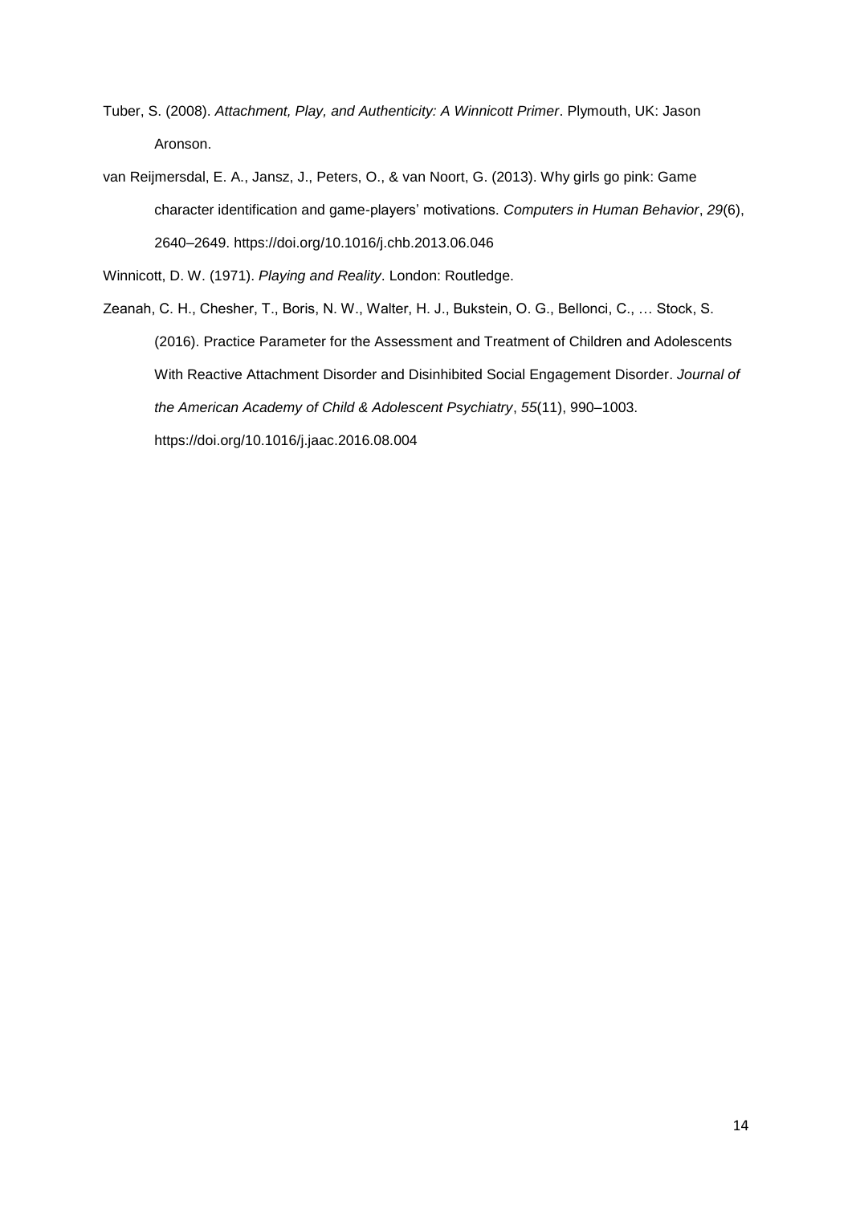Tuber, S. (2008). *Attachment, Play, and Authenticity: A Winnicott Primer*. Plymouth, UK: Jason Aronson.

van Reijmersdal, E. A., Jansz, J., Peters, O., & van Noort, G. (2013). Why girls go pink: Game character identification and game-players' motivations. *Computers in Human Behavior*, *29*(6), 2640–2649. https://doi.org/10.1016/j.chb.2013.06.046

Winnicott, D. W. (1971). *Playing and Reality*. London: Routledge.

Zeanah, C. H., Chesher, T., Boris, N. W., Walter, H. J., Bukstein, O. G., Bellonci, C., … Stock, S. (2016). Practice Parameter for the Assessment and Treatment of Children and Adolescents With Reactive Attachment Disorder and Disinhibited Social Engagement Disorder. *Journal of the American Academy of Child & Adolescent Psychiatry*, *55*(11), 990–1003. https://doi.org/10.1016/j.jaac.2016.08.004